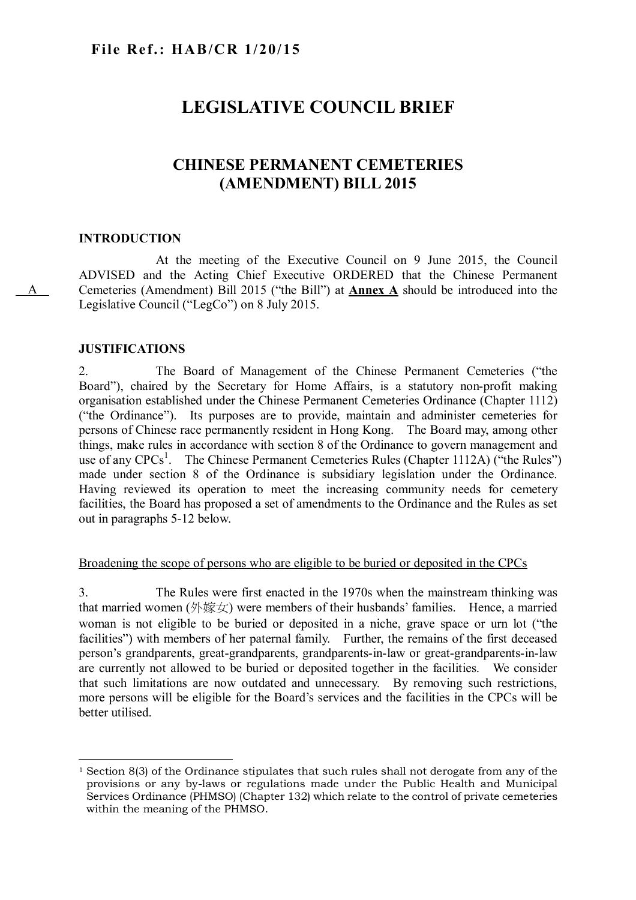**File Ref.: HAB/CR 1/20/15**

# LEGISLATIVE COUNCIL BRIEF

## CHINESE PERMANENT CEMETERIES (AMENDMENT) BILL 2015

### INTRODUCTION

A

At the meeting of the Executive Council on 9 June 2015, the Council ADVISED and the Acting Chief Executive ORDERED that the Chinese Permanent Cemeteries (Amendment) Bill 2015 ("the Bill") at **Annex A** should be introduced into the Legislative Council ("LegCo") on 8 July 2015.

### JUSTIFICATIONS

2. The Board of Management of the Chinese Permanent Cemeteries ("the Board"), chaired by the Secretary for Home Affairs, is a statutory non-profit making organisation established under the Chinese Permanent Cemeteries Ordinance (Chapter 1112) ("the Ordinance"). Its purposes are to provide, maintain and administer cemeteries for persons of Chinese race permanently resident in Hong Kong. The Board may, among other things, make rules in accordance with section 8 of the Ordinance to govern management and use of any CPCs[1]. The Chinese Permanent Cemeteries Rules (Chapter 1112A) ("the Rules") made under section 8 of the Ordinance is subsidiary legislation under the Ordinance. Having reviewed its operation to meet the increasing community needs for cemetery facilities, the Board has proposed a set of amendments to the Ordinance and the Rules as set out in paragraphs 5-12 below.

<u>Broadening the scope of persons who are eligible to be buried or deposited in the CPCs</u>

3. The Rules were first enacted in the 1970s when the mainstream thinking was that married women (外嫁女) were members of their husbands' families. Hence, a married woman is not eligible to be buried or deposited in a niche, grave space or urn lot ("the facilities") with members of her paternal family. Further, the remains of the first deceased person's grandparents, great-grandparents, grandparents-in-law or great-grandparents-in-law are currently not allowed to be buried or deposited together in the facilities. We consider that such limitations are now outdated and unnecessary. By removing such restrictions, more persons will be eligible for the Board's services and the facilities in the CPCs will be better utilised.

---

[1] Section 8(3) of the Ordinance stipulates that such rules shall not derogate from any of the provisions or any by-laws or regulations made under the Public Health and Municipal Services Ordinance (PHMSO) (Chapter 132) which relate to the control of private cemeteries within the meaning of the PHMSO.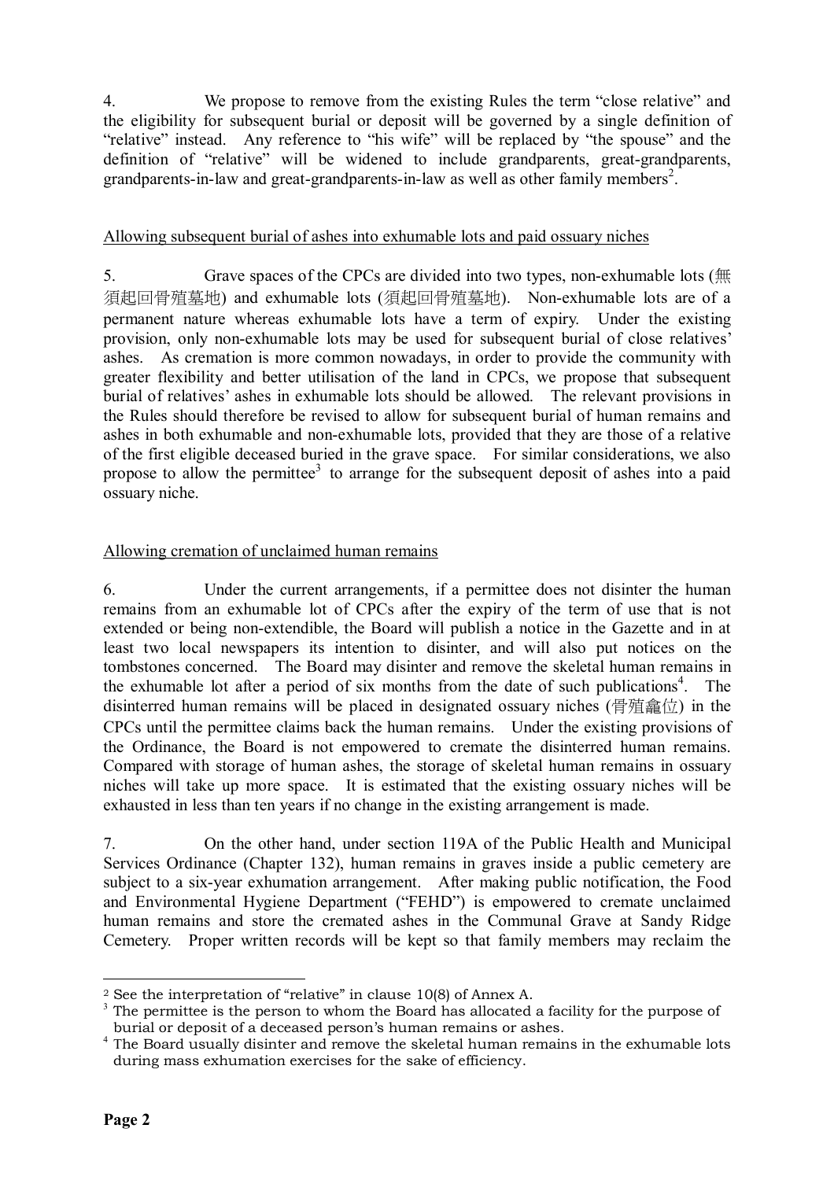4. We propose to remove from the existing Rules the term "close relative" and the eligibility for subsequent burial or deposit will be governed by a single definition of "relative" instead. Any reference to "his wife" will be replaced by "the spouse" and the definition of "relative" will be widened to include grandparents, great-grandparents, grandparents-in-law and great-grandparents-in-law as well as other family members[2].

Allowing subsequent burial of ashes into exhumable lots and paid ossuary niches

5. Grave spaces of the CPCs are divided into two types, non-exhumable lots (無須起回骨殖墓地) and exhumable lots (須起回骨殖墓地). Non-exhumable lots are of a permanent nature whereas exhumable lots have a term of expiry. Under the existing provision, only non-exhumable lots may be used for subsequent burial of close relatives' ashes. As cremation is more common nowadays, in order to provide the community with greater flexibility and better utilisation of the land in CPCs, we propose that subsequent burial of relatives' ashes in exhumable lots should be allowed. The relevant provisions in the Rules should therefore be revised to allow for subsequent burial of human remains and ashes in both exhumable and non-exhumable lots, provided that they are those of a relative of the first eligible deceased buried in the grave space. For similar considerations, we also propose to allow the permittee[3] to arrange for the subsequent deposit of ashes into a paid ossuary niche.

Allowing cremation of unclaimed human remains

6. Under the current arrangements, if a permittee does not disinter the human remains from an exhumable lot of CPCs after the expiry of the term of use that is not extended or being non-extendible, the Board will publish a notice in the Gazette and in at least two local newspapers its intention to disinter, and will also put notices on the tombstones concerned. The Board may disinter and remove the skeletal human remains in the exhumable lot after a period of six months from the date of such publications[4]. The disinterred human remains will be placed in designated ossuary niches (骨殖龕位) in the CPCs until the permittee claims back the human remains. Under the existing provisions of the Ordinance, the Board is not empowered to cremate the disinterred human remains. Compared with storage of human ashes, the storage of skeletal human remains in ossuary niches will take up more space. It is estimated that the existing ossuary niches will be exhausted in less than ten years if no change in the existing arrangement is made.

7. On the other hand, under section 119A of the Public Health and Municipal Services Ordinance (Chapter 132), human remains in graves inside a public cemetery are subject to a six-year exhumation arrangement. After making public notification, the Food and Environmental Hygiene Department ("FEHD") is empowered to cremate unclaimed human remains and store the cremated ashes in the Communal Grave at Sandy Ridge Cemetery. Proper written records will be kept so that family members may reclaim the

---

[2] See the interpretation of "relative" in clause 10(8) of Annex A.

[3] The permittee is the person to whom the Board has allocated a facility for the purpose of burial or deposit of a deceased person's human remains or ashes.

[4] The Board usually disinter and remove the skeletal human remains in the exhumable lots during mass exhumation exercises for the sake of efficiency.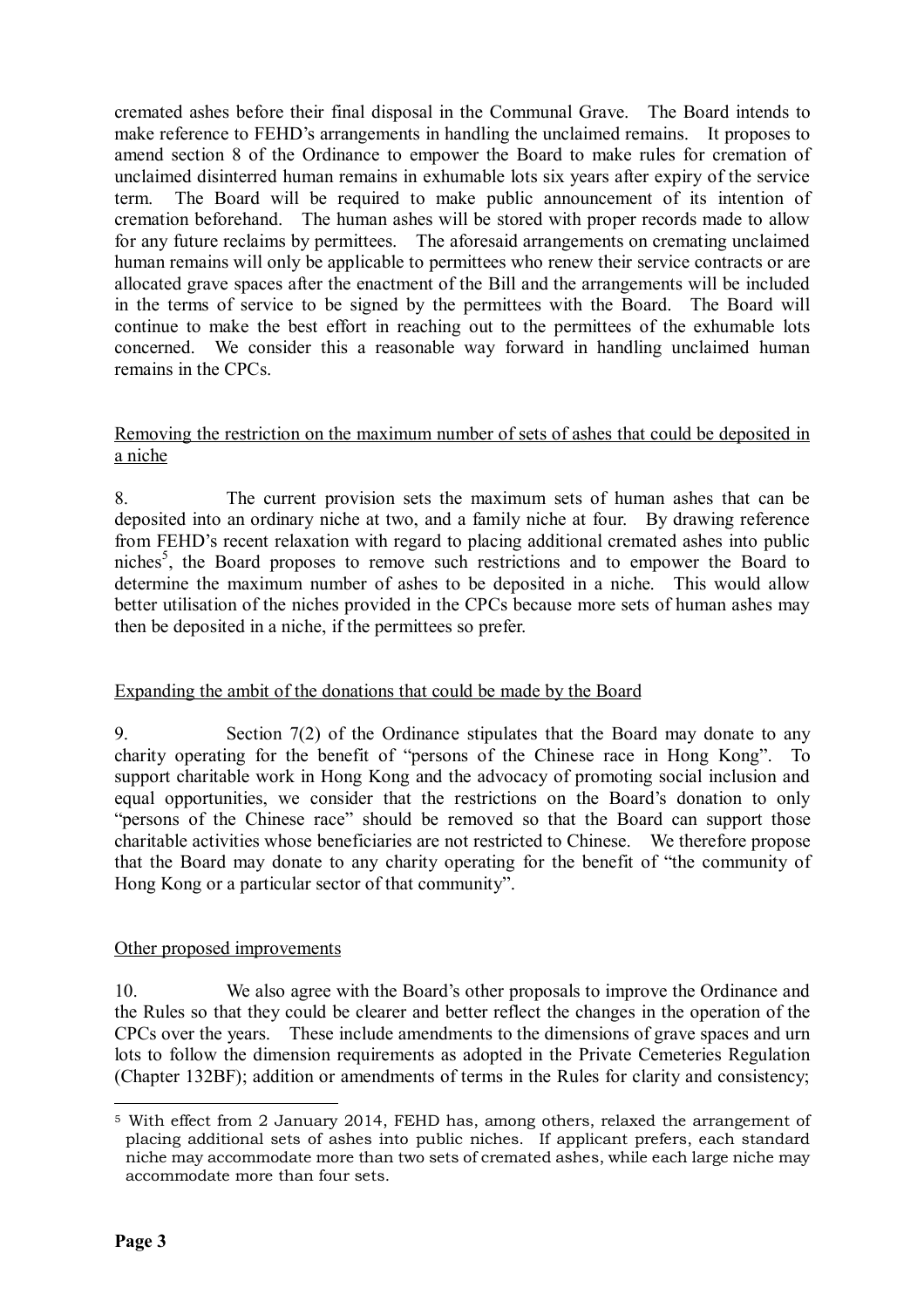cremated ashes before their final disposal in the Communal Grave. The Board intends to make reference to FEHD's arrangements in handling the unclaimed remains. It proposes to amend section 8 of the Ordinance to empower the Board to make rules for cremation of unclaimed disinterred human remains in exhumable lots six years after expiry of the service term. The Board will be required to make public announcement of its intention of cremation beforehand. The human ashes will be stored with proper records made to allow for any future reclaims by permittees. The aforesaid arrangements on cremating unclaimed human remains will only be applicable to permittees who renew their service contracts or are allocated grave spaces after the enactment of the Bill and the arrangements will be included in the terms of service to be signed by the permittees with the Board. The Board will continue to make the best effort in reaching out to the permittees of the exhumable lots concerned. We consider this a reasonable way forward in handling unclaimed human remains in the CPCs.

<u>Removing the restriction on the maximum number of sets of ashes that could be deposited in a niche</u>

8. The current provision sets the maximum sets of human ashes that can be deposited into an ordinary niche at two, and a family niche at four. By drawing reference from FEHD's recent relaxation with regard to placing additional cremated ashes into public niches[5], the Board proposes to remove such restrictions and to empower the Board to determine the maximum number of ashes to be deposited in a niche. This would allow better utilisation of the niches provided in the CPCs because more sets of human ashes may then be deposited in a niche, if the permittees so prefer.

<u>Expanding the ambit of the donations that could be made by the Board</u>

9. Section 7(2) of the Ordinance stipulates that the Board may donate to any charity operating for the benefit of "persons of the Chinese race in Hong Kong". To support charitable work in Hong Kong and the advocacy of promoting social inclusion and equal opportunities, we consider that the restrictions on the Board's donation to only "persons of the Chinese race" should be removed so that the Board can support those charitable activities whose beneficiaries are not restricted to Chinese. We therefore propose that the Board may donate to any charity operating for the benefit of "the community of Hong Kong or a particular sector of that community".

<u>Other proposed improvements</u>

10. We also agree with the Board's other proposals to improve the Ordinance and the Rules so that they could be clearer and better reflect the changes in the operation of the CPCs over the years. These include amendments to the dimensions of grave spaces and urn lots to follow the dimension requirements as adopted in the Private Cemeteries Regulation (Chapter 132BF); addition or amendments of terms in the Rules for clarity and consistency;

---

[5] With effect from 2 January 2014, FEHD has, among others, relaxed the arrangement of placing additional sets of ashes into public niches. If applicant prefers, each standard niche may accommodate more than two sets of cremated ashes, while each large niche may accommodate more than four sets.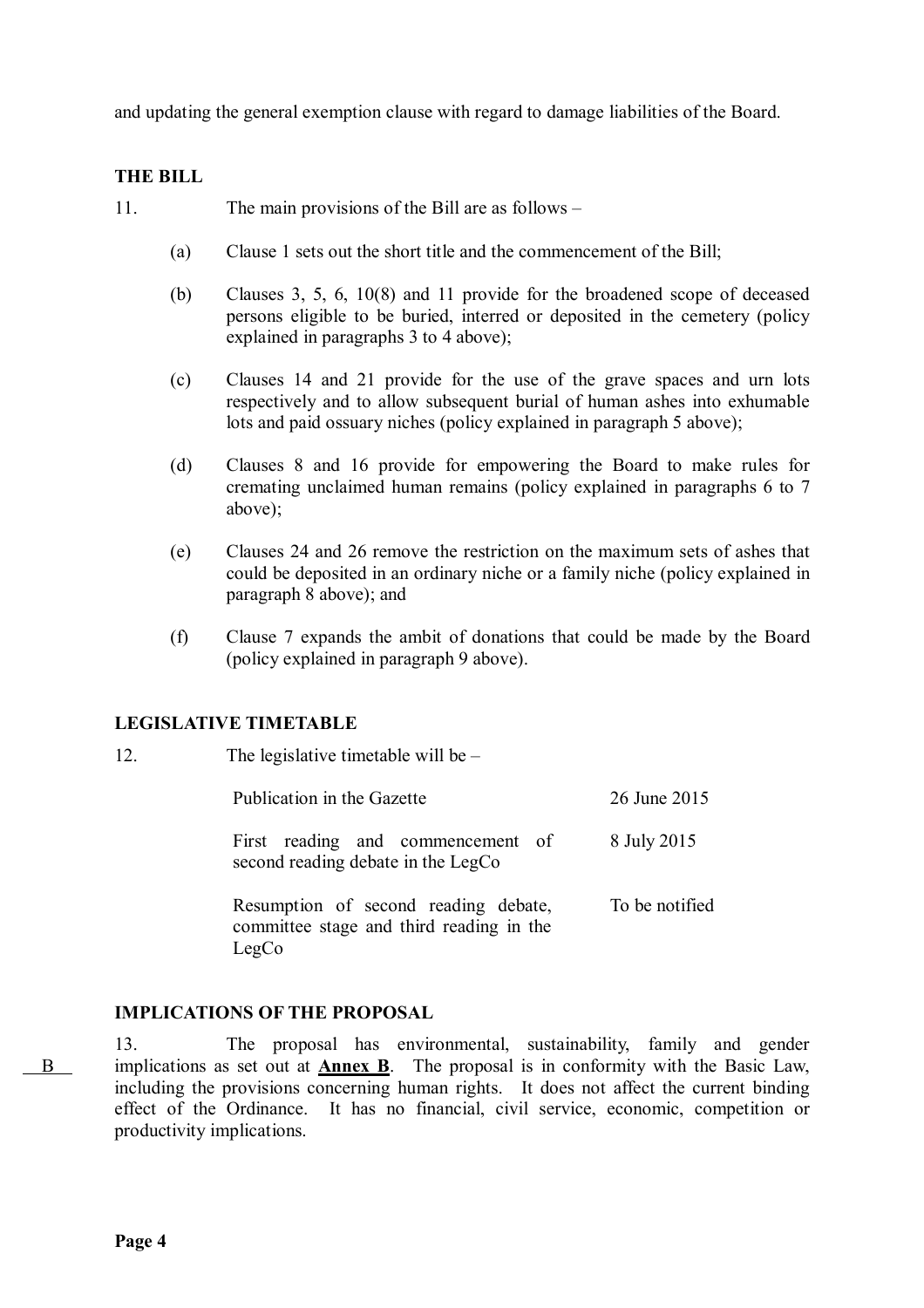and updating the general exemption clause with regard to damage liabilities of the Board.

**THE BILL**

11. The main provisions of the Bill are as follows –

(a) Clause 1 sets out the short title and the commencement of the Bill;

(b) Clauses 3, 5, 6, 10(8) and 11 provide for the broadened scope of deceased persons eligible to be buried, interred or deposited in the cemetery (policy explained in paragraphs 3 to 4 above);

(c) Clauses 14 and 21 provide for the use of the grave spaces and urn lots respectively and to allow subsequent burial of human ashes into exhumable lots and paid ossuary niches (policy explained in paragraph 5 above);

(d) Clauses 8 and 16 provide for empowering the Board to make rules for cremating unclaimed human remains (policy explained in paragraphs 6 to 7 above);

(e) Clauses 24 and 26 remove the restriction on the maximum sets of ashes that could be deposited in an ordinary niche or a family niche (policy explained in paragraph 8 above); and

(f) Clause 7 expands the ambit of donations that could be made by the Board (policy explained in paragraph 9 above).

**LEGISLATIVE TIMETABLE**

12. The legislative timetable will be –

| | |
|---|---|
| Publication in the Gazette | 26 June 2015 |
| First reading and commencement of second reading debate in the LegCo | 8 July 2015 |
| Resumption of second reading debate, committee stage and third reading in the LegCo | To be notified |

**IMPLICATIONS OF THE PROPOSAL**

B

13. The proposal has environmental, sustainability, family and gender implications as set out at **Annex B**. The proposal is in conformity with the Basic Law, including the provisions concerning human rights. It does not affect the current binding effect of the Ordinance. It has no financial, civil service, economic, competition or productivity implications.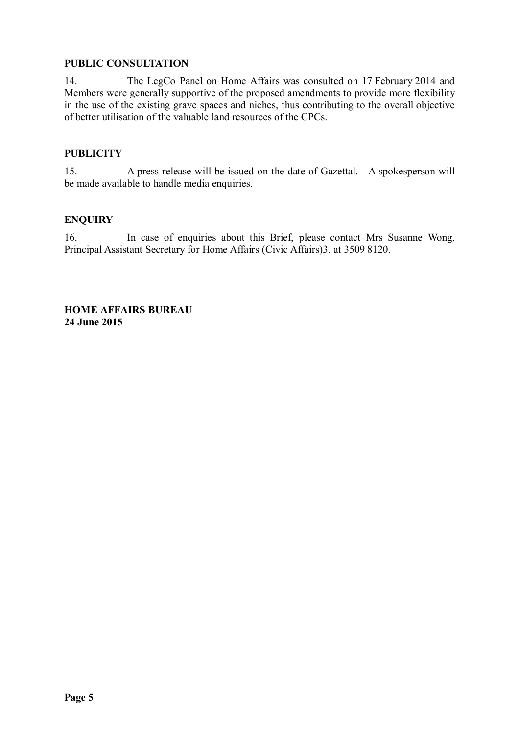**PUBLIC CONSULTATION**

14. The LegCo Panel on Home Affairs was consulted on 17 February 2014 and Members were generally supportive of the proposed amendments to provide more flexibility in the use of the existing grave spaces and niches, thus contributing to the overall objective of better utilisation of the valuable land resources of the CPCs.

**PUBLICITY**

15. A press release will be issued on the date of Gazettal. A spokesperson will be made available to handle media enquiries.

**ENQUIRY**

16. In case of enquiries about this Brief, please contact Mrs Susanne Wong, Principal Assistant Secretary for Home Affairs (Civic Affairs)3, at 3509 8120.

**HOME AFFAIRS BUREAU**
**24 June 2015**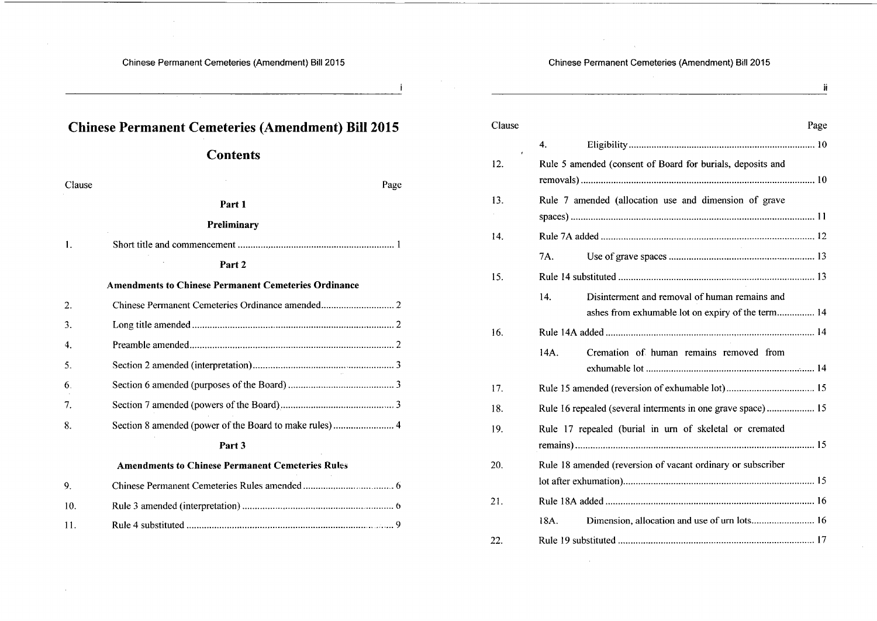# Chinese Permanent Cemeteries (Amendment) Bill 2015

## Contents

| Clause | | Page |
|---|---|---|
| | **Part 1** | |
| | **Preliminary** | |
| 1. | Short title and commencement | 1 |
| | **Part 2** | |
| | **Amendments to Chinese Permanent Cemeteries Ordinance** | |
| 2. | Chinese Permanent Cemeteries Ordinance amended | 2 |
| 3. | Long title amended | 2 |
| 4. | Preamble amended | 2 |
| 5. | Section 2 amended (interpretation) | 3 |
| 6. | Section 6 amended (purposes of the Board) | 3 |
| 7. | Section 7 amended (powers of the Board) | 3 |
| 8. | Section 8 amended (power of the Board to make rules) | 4 |
| | **Part 3** | |
| | **Amendments to Chinese Permanent Cemeteries Rules** | |
| 9. | Chinese Permanent Cemeteries Rules amended | 6 |
| 10. | Rule 3 amended (interpretation) | 6 |
| 11. | Rule 4 substituted | 9 |
| | 4. Eligibility | 10 |
| 12. | Rule 5 amended (consent of Board for burials, deposits and removals) | 10 |
| 13. | Rule 7 amended (allocation use and dimension of grave spaces) | 11 |
| 14. | Rule 7A added | 12 |
| | 7A. Use of grave spaces | 13 |
| 15. | Rule 14 substituted | 13 |
| | 14. Disinterment and removal of human remains and ashes from exhumable lot on expiry of the term | 14 |
| 16. | Rule 14A added | 14 |
| | 14A. Cremation of human remains removed from exhumable lot | 14 |
| 17. | Rule 15 amended (reversion of exhumable lot) | 15 |
| 18. | Rule 16 repealed (several interments in one grave space) | 15 |
| 19. | Rule 17 repealed (burial in urn of skeletal or cremated remains) | 15 |
| 20. | Rule 18 amended (reversion of vacant ordinary or subscriber lot after exhumation) | 15 |
| 21. | Rule 18A added | 16 |
| | 18A. Dimension, allocation and use of urn lots | 16 |
| 22. | Rule 19 substituted | 17 |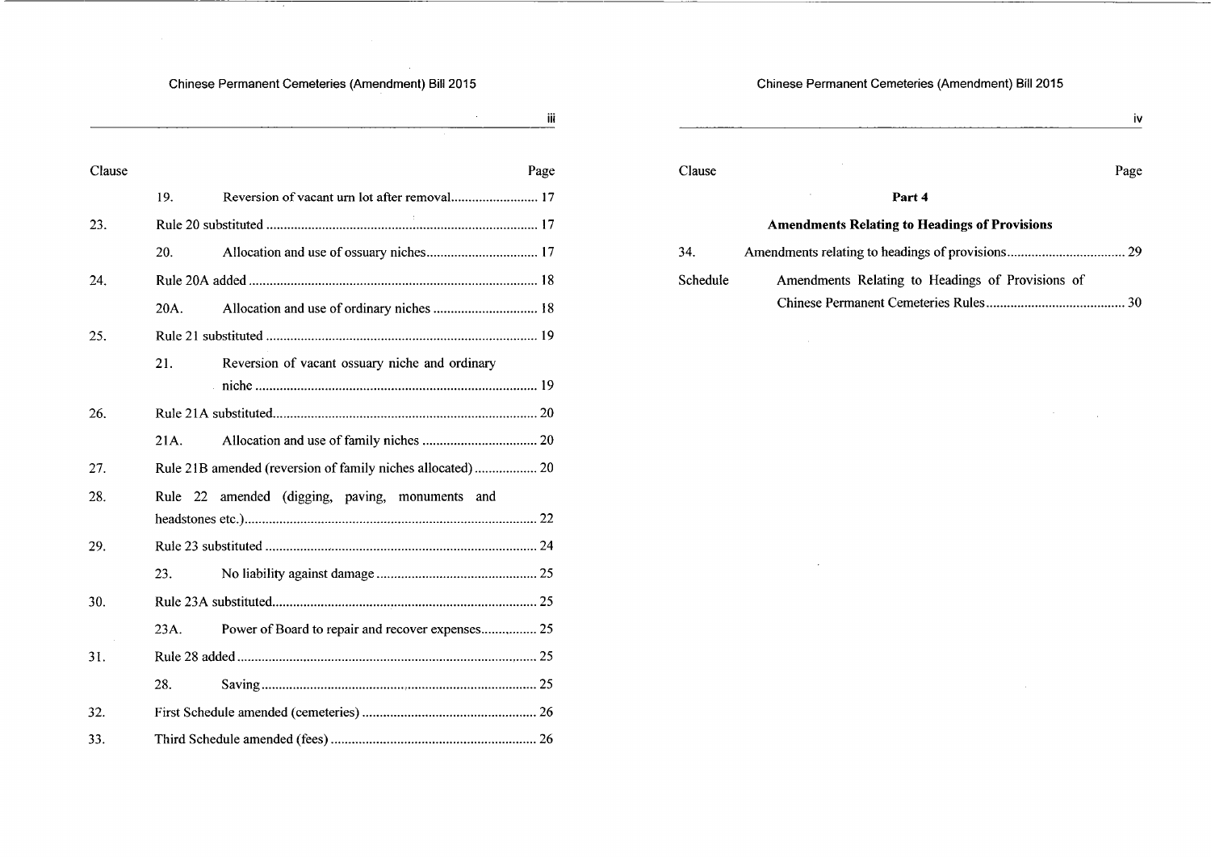| Clause | | | Page |
|---|---|---|---|
| | 19. | Reversion of vacant urn lot after removal | 17 |
| 23. | Rule 20 substituted | | 17 |
| | 20. | Allocation and use of ossuary niches | 17 |
| 24. | Rule 20A added | | 18 |
| | 20A. | Allocation and use of ordinary niches | 18 |
| 25. | Rule 21 substituted | | 19 |
| | 21. | Reversion of vacant ossuary niche and ordinary niche | 19 |
| 26. | Rule 21A substituted | | 20 |
| | 21A. | Allocation and use of family niches | 20 |
| 27. | Rule 21B amended (reversion of family niches allocated) | | 20 |
| 28. | Rule 22 amended (digging, paving, monuments and headstones etc.) | | 22 |
| 29. | Rule 23 substituted | | 24 |
| | 23. | No liability against damage | 25 |
| 30. | Rule 23A substituted | | 25 |
| | 23A. | Power of Board to repair and recover expenses | 25 |
| 31. | Rule 28 added | | 25 |
| | 28. | Saving | 25 |
| 32. | First Schedule amended (cemeteries) | | 26 |
| 33. | Third Schedule amended (fees) | | 26 |

**Part 4**

**Amendments Relating to Headings of Provisions**

| Clause | | Page |
|---|---|---|
| 34. | Amendments relating to headings of provisions | 29 |
| Schedule | Amendments Relating to Headings of Provisions of Chinese Permanent Cemeteries Rules | 30 |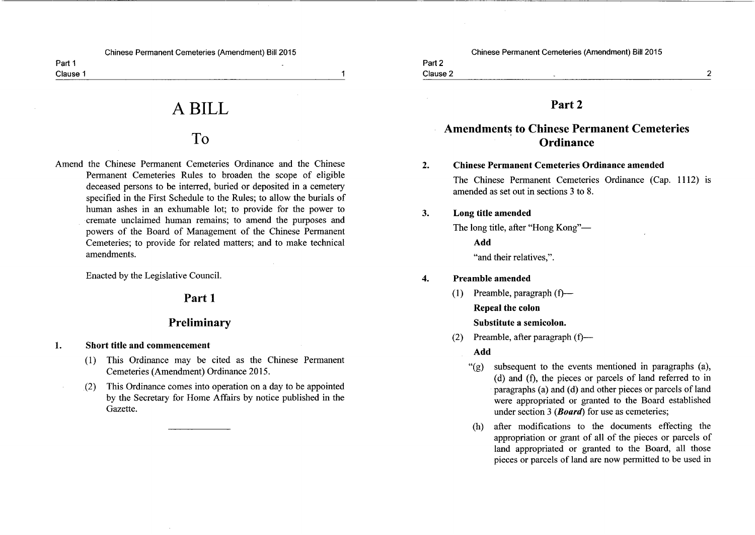# A BILL

# To

Amend the Chinese Permanent Cemeteries Ordinance and the Chinese Permanent Cemeteries Rules to broaden the scope of eligible deceased persons to be interred, buried or deposited in a cemetery specified in the First Schedule to the Rules; to allow the burials of human ashes in an exhumable lot; to provide for the power to cremate unclaimed human remains; to amend the purposes and powers of the Board of Management of the Chinese Permanent Cemeteries; to provide for related matters; and to make technical amendments.

Enacted by the Legislative Council.

## Part 1

## Preliminary

**1. Short title and commencement**

(1) This Ordinance may be cited as the Chinese Permanent Cemeteries (Amendment) Ordinance 2015.

(2) This Ordinance comes into operation on a day to be appointed by the Secretary for Home Affairs by notice published in the Gazette.

## Part 2

## Amendments to Chinese Permanent Cemeteries Ordinance

**2. Chinese Permanent Cemeteries Ordinance amended**

The Chinese Permanent Cemeteries Ordinance (Cap. 1112) is amended as set out in sections 3 to 8.

**3. Long title amended**

The long title, after "Hong Kong"—

**Add**

"and their relatives,".

**4. Preamble amended**

(1) Preamble, paragraph (f)—

**Repeal the colon**

**Substitute a semicolon.**

(2) Preamble, after paragraph (f)—

**Add**

"(g) subsequent to the events mentioned in paragraphs (a), (d) and (f), the pieces or parcels of land referred to in paragraphs (a) and (d) and other pieces or parcels of land were appropriated or granted to the Board established under section 3 (***Board***) for use as cemeteries;

(h) after modifications to the documents effecting the appropriation or grant of all of the pieces or parcels of land appropriated or granted to the Board, all those pieces or parcels of land are now permitted to be used in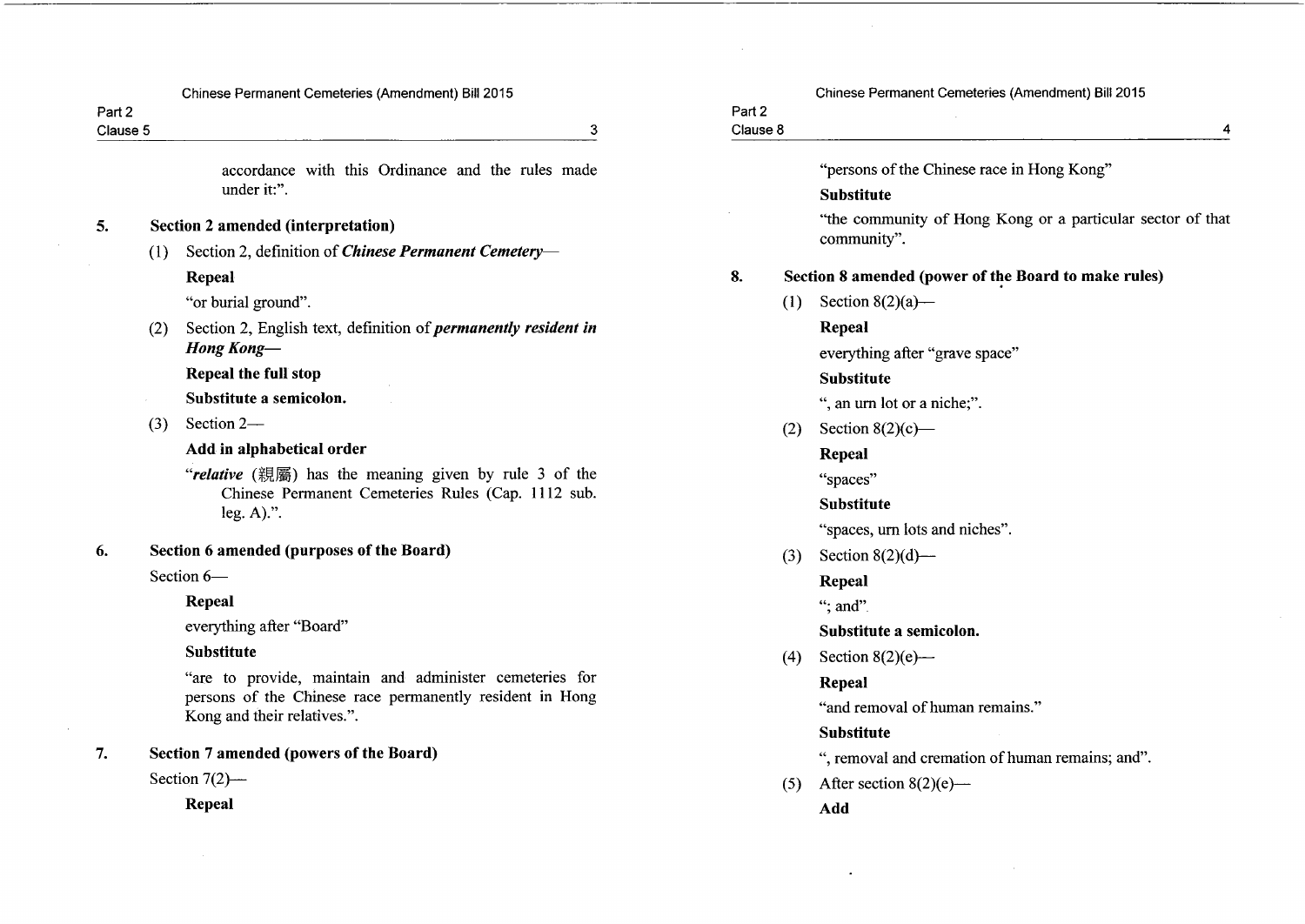accordance with this Ordinance and the rules made under it:".

**5. Section 2 amended (interpretation)**

(1) Section 2, definition of ***Chinese Permanent Cemetery***—

**Repeal**

"or burial ground".

(2) Section 2, English text, definition of ***permanently resident in Hong Kong***—

**Repeal the full stop**

**Substitute a semicolon.**

(3) Section 2—

**Add in alphabetical order**

"***relative*** (親屬) has the meaning given by rule 3 of the Chinese Permanent Cemeteries Rules (Cap. 1112 sub. leg. A).".

**6. Section 6 amended (purposes of the Board)**

Section 6—

**Repeal**

everything after "Board"

**Substitute**

"are to provide, maintain and administer cemeteries for persons of the Chinese race permanently resident in Hong Kong and their relatives.".

**7. Section 7 amended (powers of the Board)**

Section 7(2)—

**Repeal**

"persons of the Chinese race in Hong Kong"

**Substitute**

"the community of Hong Kong or a particular sector of that community".

**8. Section 8 amended (power of the Board to make rules)**

(1) Section 8(2)(a)—

**Repeal**

everything after "grave space"

**Substitute**

", an urn lot or a niche;".

(2) Section 8(2)(c)—

**Repeal**

"spaces"

**Substitute**

"spaces, urn lots and niches".

(3) Section 8(2)(d)—

**Repeal**

"; and".

**Substitute a semicolon.**

(4) Section 8(2)(e)—

**Repeal**

"and removal of human remains."

**Substitute**

", removal and cremation of human remains; and".

(5) After section 8(2)(e)—

**Add**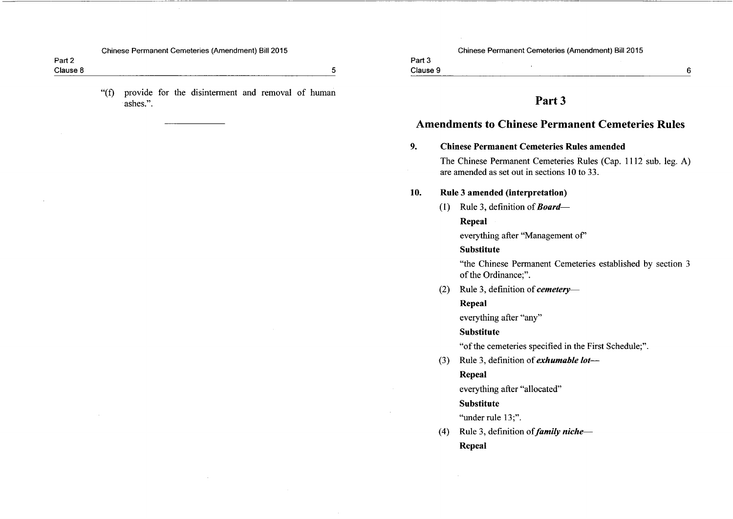"(f) provide for the disinterment and removal of human ashes.".

---

# Part 3

## Amendments to Chinese Permanent Cemeteries Rules

**9. Chinese Permanent Cemeteries Rules amended**

The Chinese Permanent Cemeteries Rules (Cap. 1112 sub. leg. A) are amended as set out in sections 10 to 33.

**10. Rule 3 amended (interpretation)**

(1) Rule 3, definition of ***Board***—

**Repeal**

everything after "Management of"

**Substitute**

"the Chinese Permanent Cemeteries established by section 3 of the Ordinance;".

(2) Rule 3, definition of ***cemetery***—

**Repeal**

everything after "any"

**Substitute**

"of the cemeteries specified in the First Schedule;".

(3) Rule 3, definition of ***exhumable lot***—

**Repeal**

everything after "allocated"

**Substitute**

"under rule 13;".

(4) Rule 3, definition of ***family niche***—

**Repeal**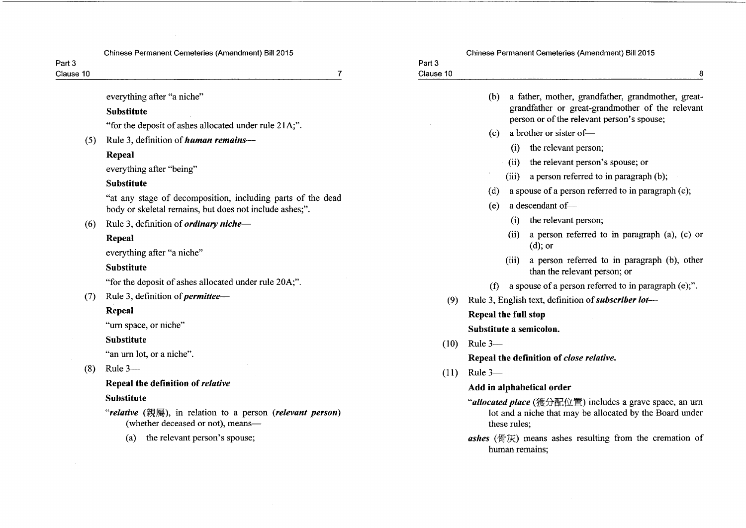everything after "a niche"

**Substitute**

"for the deposit of ashes allocated under rule 21A;".

(5) Rule 3, definition of ***human remains***—

**Repeal**

everything after "being"

**Substitute**

"at any stage of decomposition, including parts of the dead body or skeletal remains, but does not include ashes;".

(6) Rule 3, definition of ***ordinary niche***—

**Repeal**

everything after "a niche"

**Substitute**

"for the deposit of ashes allocated under rule 20A;".

(7) Rule 3, definition of ***permittee***—

**Repeal**

"urn space, or niche"

**Substitute**

"an urn lot, or a niche".

(8) Rule 3—

**Repeal the definition of *relative***

**Substitute**

"***relative*** (親屬), in relation to a person (***relevant person***) (whether deceased or not), means—

(a) the relevant person's spouse;

(b) a father, mother, grandfather, grandmother, great-grandfather or great-grandmother of the relevant person or of the relevant person's spouse;

(c) a brother or sister of—

(i) the relevant person;

(ii) the relevant person's spouse; or

(iii) a person referred to in paragraph (b);

(d) a spouse of a person referred to in paragraph (c);

(e) a descendant of—

(i) the relevant person;

(ii) a person referred to in paragraph (a), (c) or (d); or

(iii) a person referred to in paragraph (b), other than the relevant person; or

(f) a spouse of a person referred to in paragraph (e);".

(9) Rule 3, English text, definition of ***subscriber lot***—

**Repeal the full stop**

**Substitute a semicolon.**

(10) Rule 3—

**Repeal the definition of *close relative*.**

(11) Rule 3—

**Add in alphabetical order**

"***allocated place*** (獲分配位置) includes a grave space, an urn lot and a niche that may be allocated by the Board under these rules;

***ashes*** (骨灰) means ashes resulting from the cremation of human remains;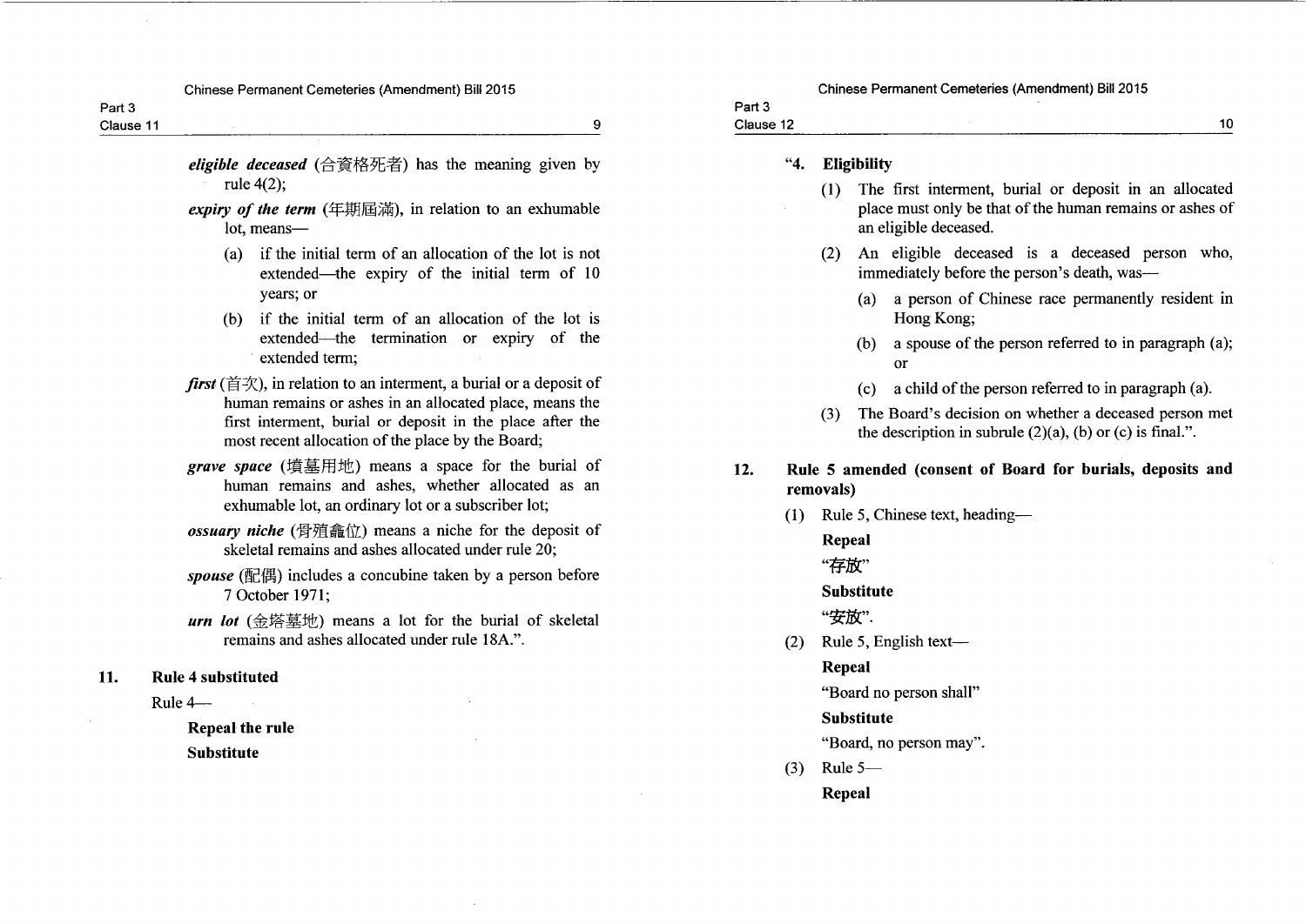***eligible deceased*** (合資格死者) has the meaning given by rule 4(2);

***expiry of the term*** (年期屆滿), in relation to an exhumable lot, means—

(a) if the initial term of an allocation of the lot is not extended—the expiry of the initial term of 10 years; or

(b) if the initial term of an allocation of the lot is extended—the termination or expiry of the extended term;

***first*** (首次), in relation to an interment, a burial or a deposit of human remains or ashes in an allocated place, means the first interment, burial or deposit in the place after the most recent allocation of the place by the Board;

***grave space*** (墳墓用地) means a space for the burial of human remains and ashes, whether allocated as an exhumable lot, an ordinary lot or a subscriber lot;

***ossuary niche*** (骨殖龕位) means a niche for the deposit of skeletal remains and ashes allocated under rule 20;

***spouse*** (配偶) includes a concubine taken by a person before 7 October 1971;

***urn lot*** (金塔墓地) means a lot for the burial of skeletal remains and ashes allocated under rule 18A.".

**11. Rule 4 substituted**

Rule 4—

**Repeal the rule**

**Substitute**

"**4. Eligibility**

(1) The first interment, burial or deposit in an allocated place must only be that of the human remains or ashes of an eligible deceased.

(2) An eligible deceased is a deceased person who, immediately before the person's death, was—

(a) a person of Chinese race permanently resident in Hong Kong;

(b) a spouse of the person referred to in paragraph (a); or

(c) a child of the person referred to in paragraph (a).

(3) The Board's decision on whether a deceased person met the description in subrule (2)(a), (b) or (c) is final.".

**12. Rule 5 amended (consent of Board for burials, deposits and removals)**

(1) Rule 5, Chinese text, heading—

**Repeal**

"*存放*"

**Substitute**

"*安放*".

(2) Rule 5, English text—

**Repeal**

"Board no person shall"

**Substitute**

"Board, no person may".

(3) Rule 5—

**Repeal**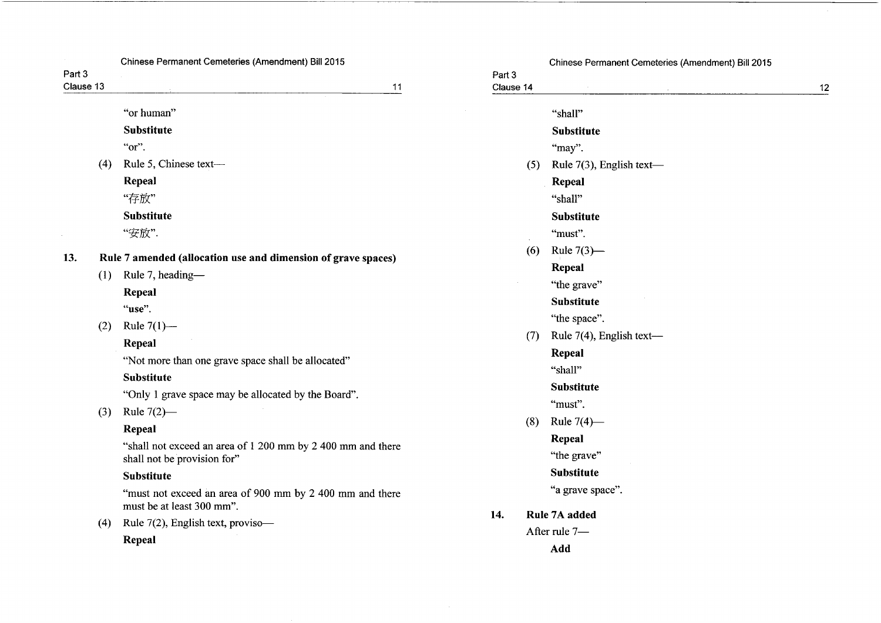"or human"

**Substitute**

"or".

(4) Rule 5, Chinese text—

**Repeal**

"存放"

**Substitute**

"安放".

**13. Rule 7 amended (allocation use and dimension of grave spaces)**

(1) Rule 7, heading—

**Repeal**

"**use**".

(2) Rule 7(1)—

**Repeal**

"Not more than one grave space shall be allocated"

**Substitute**

"Only 1 grave space may be allocated by the Board".

(3) Rule 7(2)—

**Repeal**

"shall not exceed an area of 1 200 mm by 2 400 mm and there shall not be provision for"

**Substitute**

"must not exceed an area of 900 mm by 2 400 mm and there must be at least 300 mm".

(4) Rule 7(2), English text, proviso—

**Repeal**

"shall"

**Substitute**

"may".

(5) Rule 7(3), English text—

**Repeal**

"shall"

**Substitute**

"must".

(6) Rule 7(3)—

**Repeal**

"the grave"

**Substitute**

"the space".

(7) Rule 7(4), English text—

**Repeal**

"shall"

**Substitute**

"must".

(8) Rule 7(4)—

**Repeal**

"the grave"

**Substitute**

"a grave space".

**14. Rule 7A added**

After rule 7—

**Add**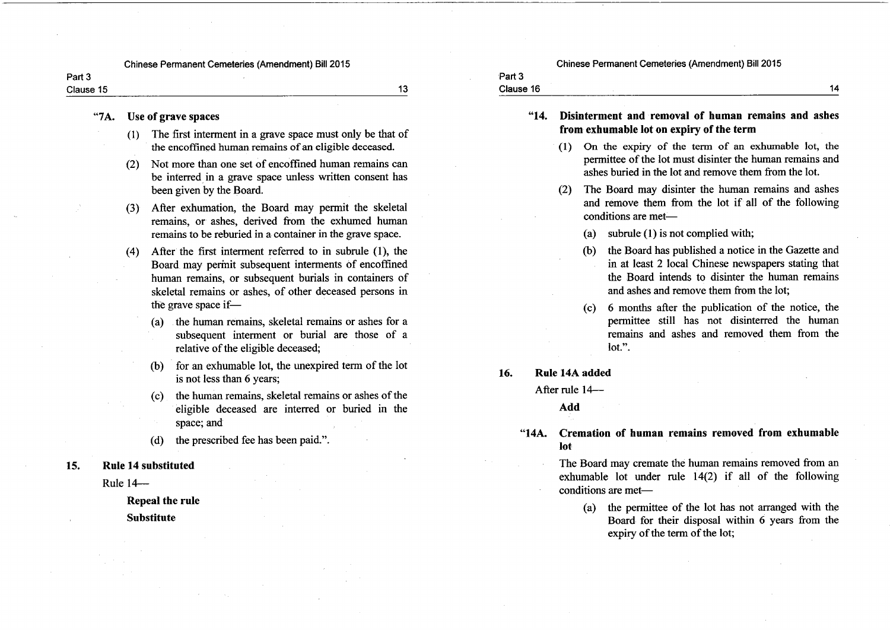**"7A. Use of grave spaces**

(1) The first interment in a grave space must only be that of the encoffined human remains of an eligible deceased.

(2) Not more than one set of encoffined human remains can be interred in a grave space unless written consent has been given by the Board.

(3) After exhumation, the Board may permit the skeletal remains, or ashes, derived from the exhumed human remains to be reburied in a container in the grave space.

(4) After the first interment referred to in subrule (1), the Board may permit subsequent interments of encoffined human remains, or subsequent burials in containers of skeletal remains or ashes, of other deceased persons in the grave space if—

(a) the human remains, skeletal remains or ashes for a subsequent interment or burial are those of a relative of the eligible deceased;

(b) for an exhumable lot, the unexpired term of the lot is not less than 6 years;

(c) the human remains, skeletal remains or ashes of the eligible deceased are interred or buried in the space; and

(d) the prescribed fee has been paid.".

**15. Rule 14 substituted**

Rule 14—

**Repeal the rule**

**Substitute**

**"14. Disinterment and removal of human remains and ashes from exhumable lot on expiry of the term**

(1) On the expiry of the term of an exhumable lot, the permittee of the lot must disinter the human remains and ashes buried in the lot and remove them from the lot.

(2) The Board may disinter the human remains and ashes and remove them from the lot if all of the following conditions are met—

(a) subrule (1) is not complied with;

(b) the Board has published a notice in the Gazette and in at least 2 local Chinese newspapers stating that the Board intends to disinter the human remains and ashes and remove them from the lot;

(c) 6 months after the publication of the notice, the permittee still has not disinterred the human remains and ashes and removed them from the lot.".

**16. Rule 14A added**

After rule 14—

**Add**

**"14A. Cremation of human remains removed from exhumable lot**

The Board may cremate the human remains removed from an exhumable lot under rule 14(2) if all of the following conditions are met—

(a) the permittee of the lot has not arranged with the Board for their disposal within 6 years from the expiry of the term of the lot;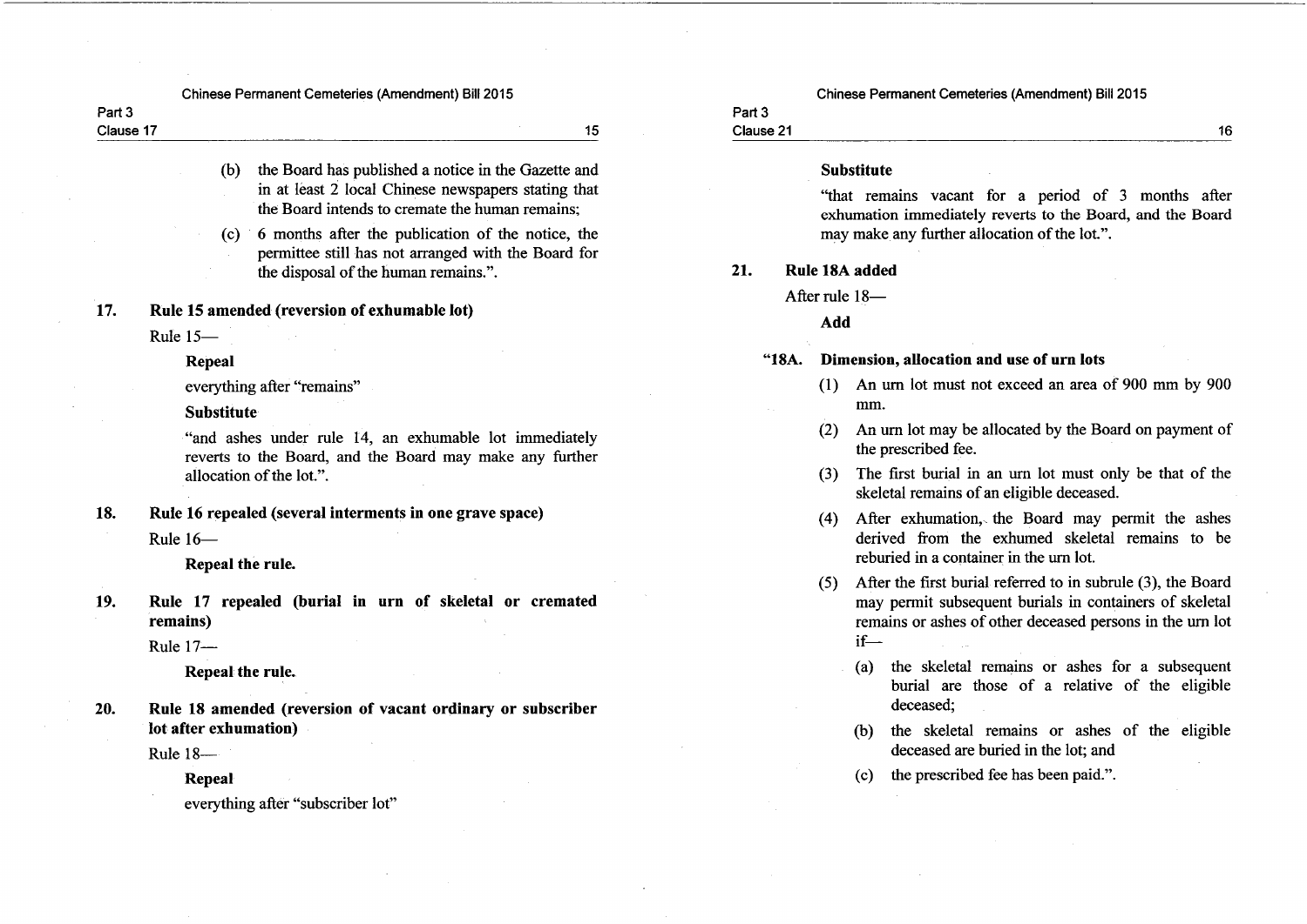(b) the Board has published a notice in the Gazette and in at least 2 local Chinese newspapers stating that the Board intends to cremate the human remains;

(c) 6 months after the publication of the notice, the permittee still has not arranged with the Board for the disposal of the human remains.".

**17. Rule 15 amended (reversion of exhumable lot)**

Rule 15—

**Repeal**

everything after "remains"

**Substitute**

"and ashes under rule 14, an exhumable lot immediately reverts to the Board, and the Board may make any further allocation of the lot.".

**18. Rule 16 repealed (several interments in one grave space)**

Rule 16—

**Repeal the rule.**

**19. Rule 17 repealed (burial in urn of skeletal or cremated remains)**

Rule 17—

**Repeal the rule.**

**20. Rule 18 amended (reversion of vacant ordinary or subscriber lot after exhumation)**

Rule 18—

**Repeal**

everything after "subscriber lot"

**Substitute**

"that remains vacant for a period of 3 months after exhumation immediately reverts to the Board, and the Board may make any further allocation of the lot.".

**21. Rule 18A added**

After rule 18—

**Add**

**"18A. Dimension, allocation and use of urn lots**

(1) An urn lot must not exceed an area of 900 mm by 900 mm.

(2) An urn lot may be allocated by the Board on payment of the prescribed fee.

(3) The first burial in an urn lot must only be that of the skeletal remains of an eligible deceased.

(4) After exhumation, the Board may permit the ashes derived from the exhumed skeletal remains to be reburied in a container in the urn lot.

(5) After the first burial referred to in subrule (3), the Board may permit subsequent burials in containers of skeletal remains or ashes of other deceased persons in the urn lot if—

(a) the skeletal remains or ashes for a subsequent burial are those of a relative of the eligible deceased;

(b) the skeletal remains or ashes of the eligible deceased are buried in the lot; and

(c) the prescribed fee has been paid.".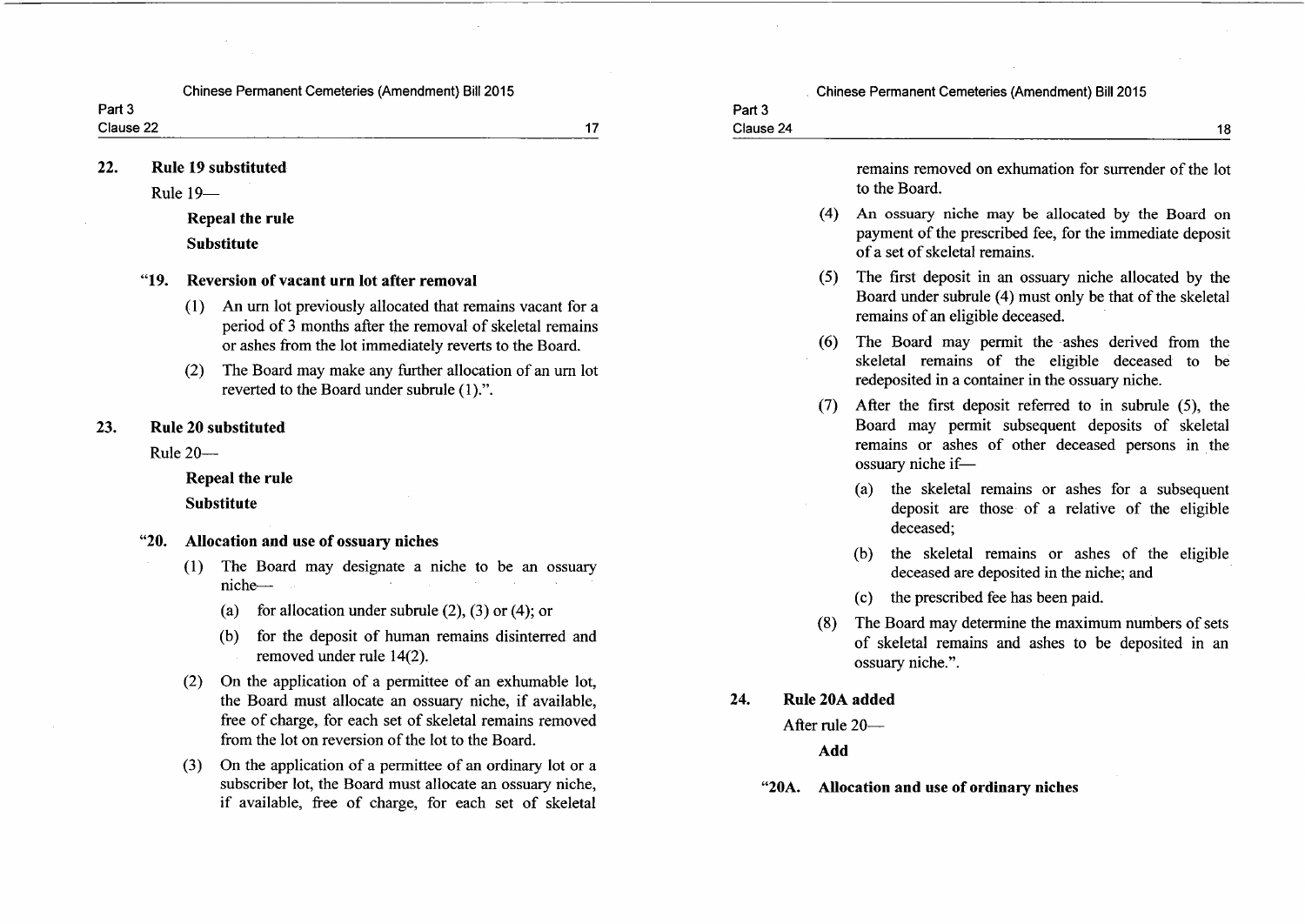**22. Rule 19 substituted**

Rule 19—

**Repeal the rule**

**Substitute**

**"19. Reversion of vacant urn lot after removal**

(1) An urn lot previously allocated that remains vacant for a period of 3 months after the removal of skeletal remains or ashes from the lot immediately reverts to the Board.

(2) The Board may make any further allocation of an urn lot reverted to the Board under subrule (1).".

**23. Rule 20 substituted**

Rule 20—

**Repeal the rule**

**Substitute**

**"20. Allocation and use of ossuary niches**

(1) The Board may designate a niche to be an ossuary niche—

(a) for allocation under subrule (2), (3) or (4); or

(b) for the deposit of human remains disinterred and removed under rule 14(2).

(2) On the application of a permittee of an exhumable lot, the Board must allocate an ossuary niche, if available, free of charge, for each set of skeletal remains removed from the lot on reversion of the lot to the Board.

(3) On the application of a permittee of an ordinary lot or a subscriber lot, the Board must allocate an ossuary niche, if available, free of charge, for each set of skeletal remains removed on exhumation for surrender of the lot to the Board.

(4) An ossuary niche may be allocated by the Board on payment of the prescribed fee, for the immediate deposit of a set of skeletal remains.

(5) The first deposit in an ossuary niche allocated by the Board under subrule (4) must only be that of the skeletal remains of an eligible deceased.

(6) The Board may permit the ashes derived from the skeletal remains of the eligible deceased to be redeposited in a container in the ossuary niche.

(7) After the first deposit referred to in subrule (5), the Board may permit subsequent deposits of skeletal remains or ashes of other deceased persons in the ossuary niche if—

(a) the skeletal remains or ashes for a subsequent deposit are those of a relative of the eligible deceased;

(b) the skeletal remains or ashes of the eligible deceased are deposited in the niche; and

(c) the prescribed fee has been paid.

(8) The Board may determine the maximum numbers of sets of skeletal remains and ashes to be deposited in an ossuary niche.".

**24. Rule 20A added**

After rule 20—

**Add**

**"20A. Allocation and use of ordinary niches**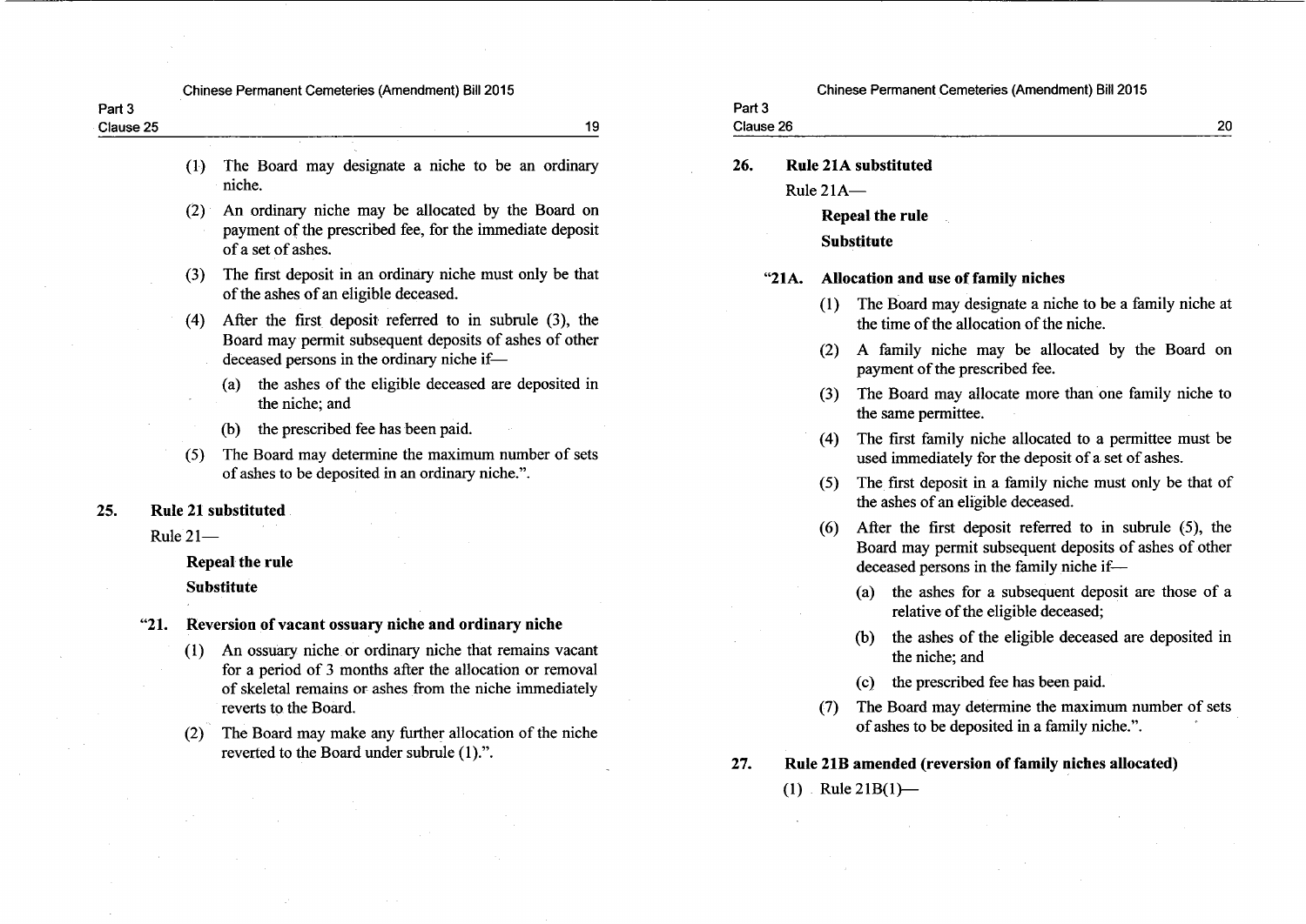(1) The Board may designate a niche to be an ordinary niche.

(2) An ordinary niche may be allocated by the Board on payment of the prescribed fee, for the immediate deposit of a set of ashes.

(3) The first deposit in an ordinary niche must only be that of the ashes of an eligible deceased.

(4) After the first deposit referred to in subrule (3), the Board may permit subsequent deposits of ashes of other deceased persons in the ordinary niche if—

(a) the ashes of the eligible deceased are deposited in the niche; and

(b) the prescribed fee has been paid.

(5) The Board may determine the maximum number of sets of ashes to be deposited in an ordinary niche.".

**25. Rule 21 substituted**

Rule 21—

**Repeal the rule**

**Substitute**

**"21. Reversion of vacant ossuary niche and ordinary niche**

(1) An ossuary niche or ordinary niche that remains vacant for a period of 3 months after the allocation or removal of skeletal remains or ashes from the niche immediately reverts to the Board.

(2) The Board may make any further allocation of the niche reverted to the Board under subrule (1).".

**26. Rule 21A substituted**

Rule 21A—

**Repeal the rule**

**Substitute**

**"21A. Allocation and use of family niches**

(1) The Board may designate a niche to be a family niche at the time of the allocation of the niche.

(2) A family niche may be allocated by the Board on payment of the prescribed fee.

(3) The Board may allocate more than one family niche to the same permittee.

(4) The first family niche allocated to a permittee must be used immediately for the deposit of a set of ashes.

(5) The first deposit in a family niche must only be that of the ashes of an eligible deceased.

(6) After the first deposit referred to in subrule (5), the Board may permit subsequent deposits of ashes of other deceased persons in the family niche if—

(a) the ashes for a subsequent deposit are those of a relative of the eligible deceased;

(b) the ashes of the eligible deceased are deposited in the niche; and

(c) the prescribed fee has been paid.

(7) The Board may determine the maximum number of sets of ashes to be deposited in a family niche.".

**27. Rule 21B amended (reversion of family niches allocated)**

(1) Rule 21B(1)—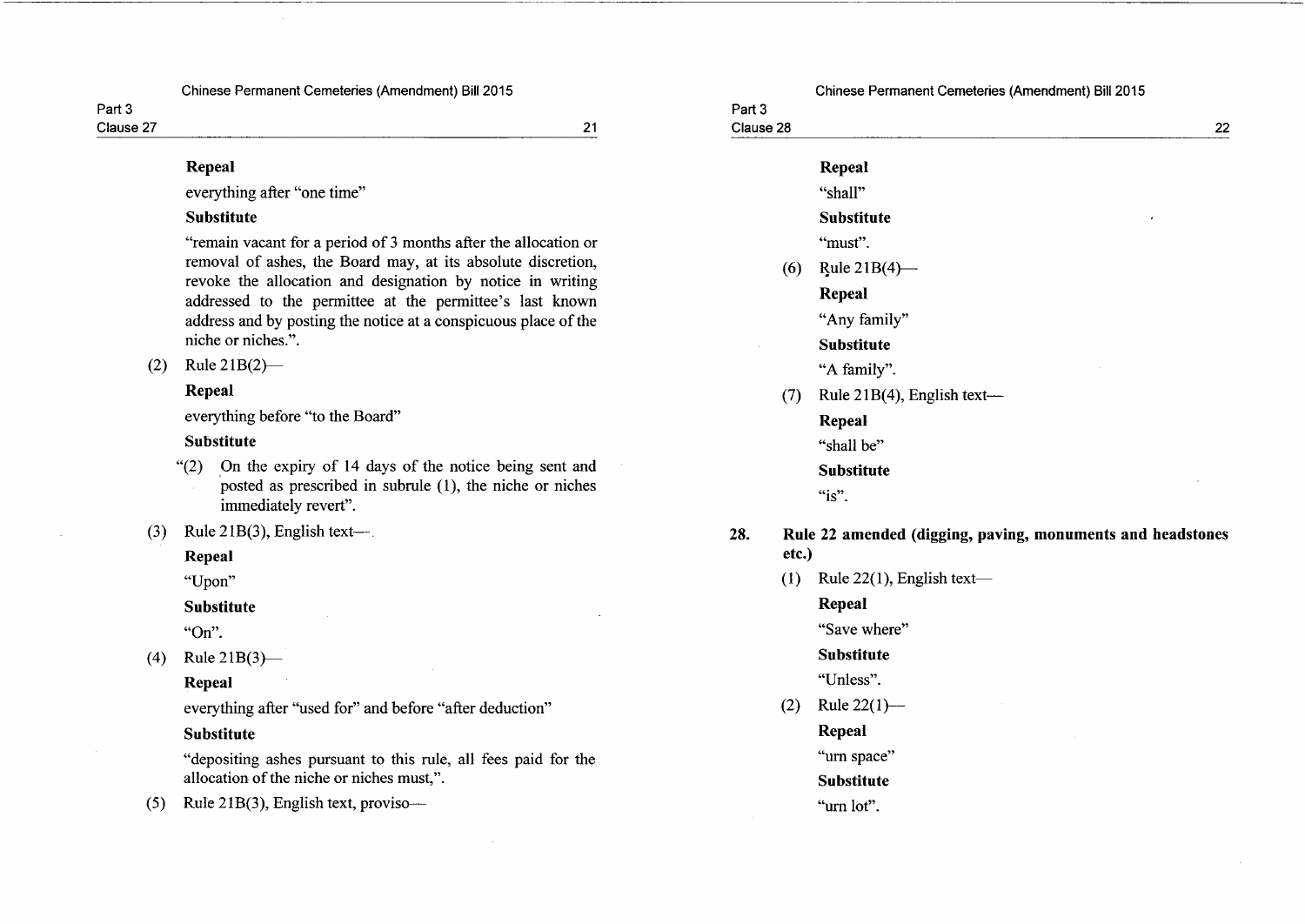**Repeal**

everything after "one time"

**Substitute**

"remain vacant for a period of 3 months after the allocation or removal of ashes, the Board may, at its absolute discretion, revoke the allocation and designation by notice in writing addressed to the permittee at the permittee's last known address and by posting the notice at a conspicuous place of the niche or niches.".

(2) Rule 21B(2)—

**Repeal**

everything before "to the Board"

**Substitute**

"(2) On the expiry of 14 days of the notice being sent and posted as prescribed in subrule (1), the niche or niches immediately revert".

(3) Rule 21B(3), English text—

**Repeal**

"Upon"

**Substitute**

"On".

(4) Rule 21B(3)—

**Repeal**

everything after "used for" and before "after deduction"

**Substitute**

"depositing ashes pursuant to this rule, all fees paid for the allocation of the niche or niches must,".

(5) Rule 21B(3), English text, proviso—

**Repeal**

"shall"

**Substitute**

"must".

(6) Rule 21B(4)—

**Repeal**

"Any family"

**Substitute**

"A family".

(7) Rule 21B(4), English text—

**Repeal**

"shall be"

**Substitute**

"is".

**28. Rule 22 amended (digging, paving, monuments and headstones etc.)**

(1) Rule 22(1), English text—

**Repeal**

"Save where"

**Substitute**

"Unless".

(2) Rule 22(1)—

**Repeal**

"urn space"

**Substitute**

"urn lot".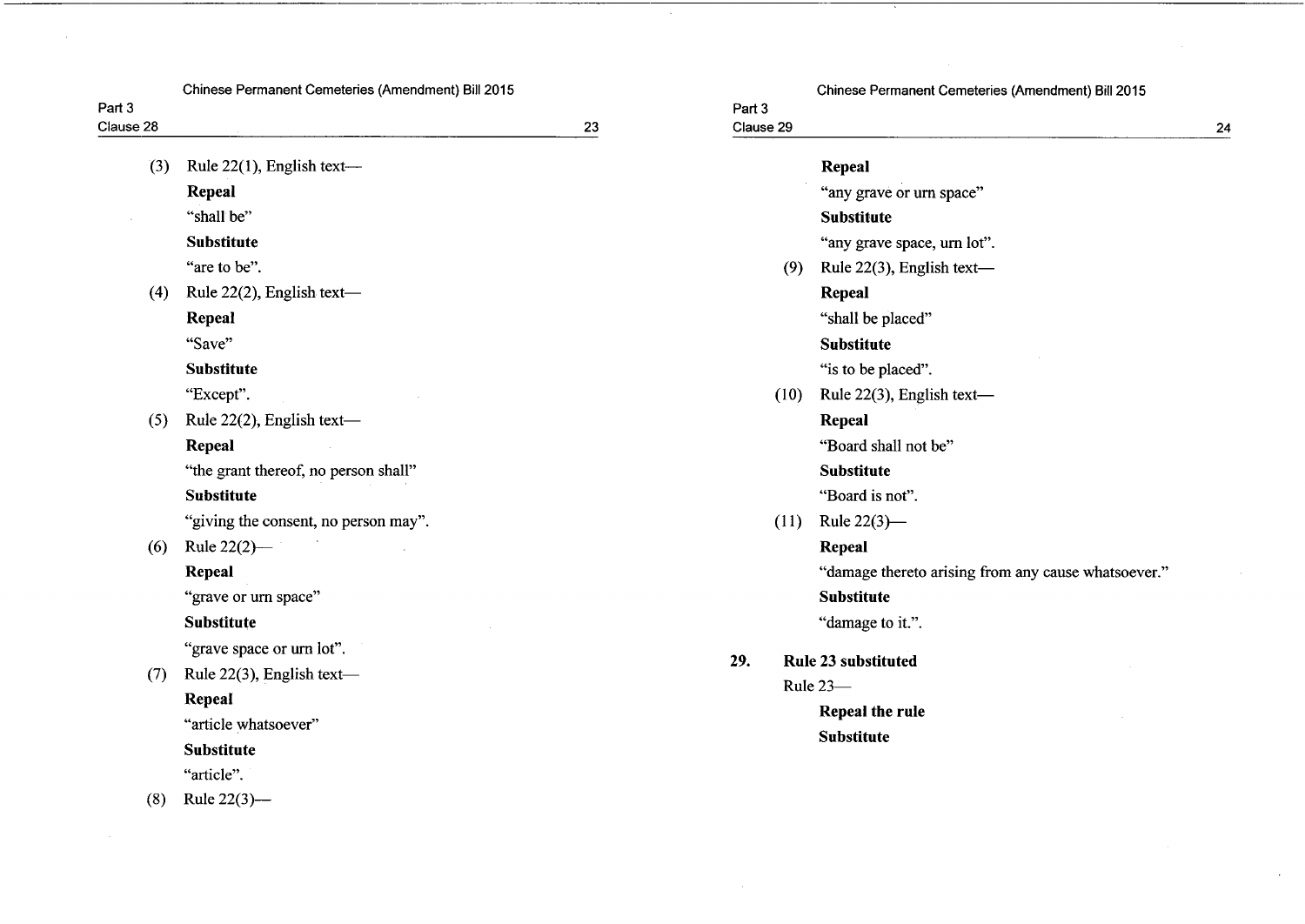(3) Rule 22(1), English text—

**Repeal**

"shall be"

**Substitute**

"are to be".

(4) Rule 22(2), English text—

**Repeal**

"Save"

**Substitute**

"Except".

(5) Rule 22(2), English text—

**Repeal**

"the grant thereof, no person shall"

**Substitute**

"giving the consent, no person may".

(6) Rule 22(2)—

**Repeal**

"grave or urn space"

**Substitute**

"grave space or urn lot".

(7) Rule 22(3), English text—

**Repeal**

"article whatsoever"

**Substitute**

"article".

(8) Rule 22(3)—

**Repeal**

"any grave or urn space"

**Substitute**

"any grave space, urn lot".

(9) Rule 22(3), English text—

**Repeal**

"shall be placed"

**Substitute**

"is to be placed".

(10) Rule 22(3), English text—

**Repeal**

"Board shall not be"

**Substitute**

"Board is not".

(11) Rule 22(3)—

**Repeal**

"damage thereto arising from any cause whatsoever."

**Substitute**

"damage to it.".

**29. Rule 23 substituted**

Rule 23—

**Repeal the rule**

**Substitute**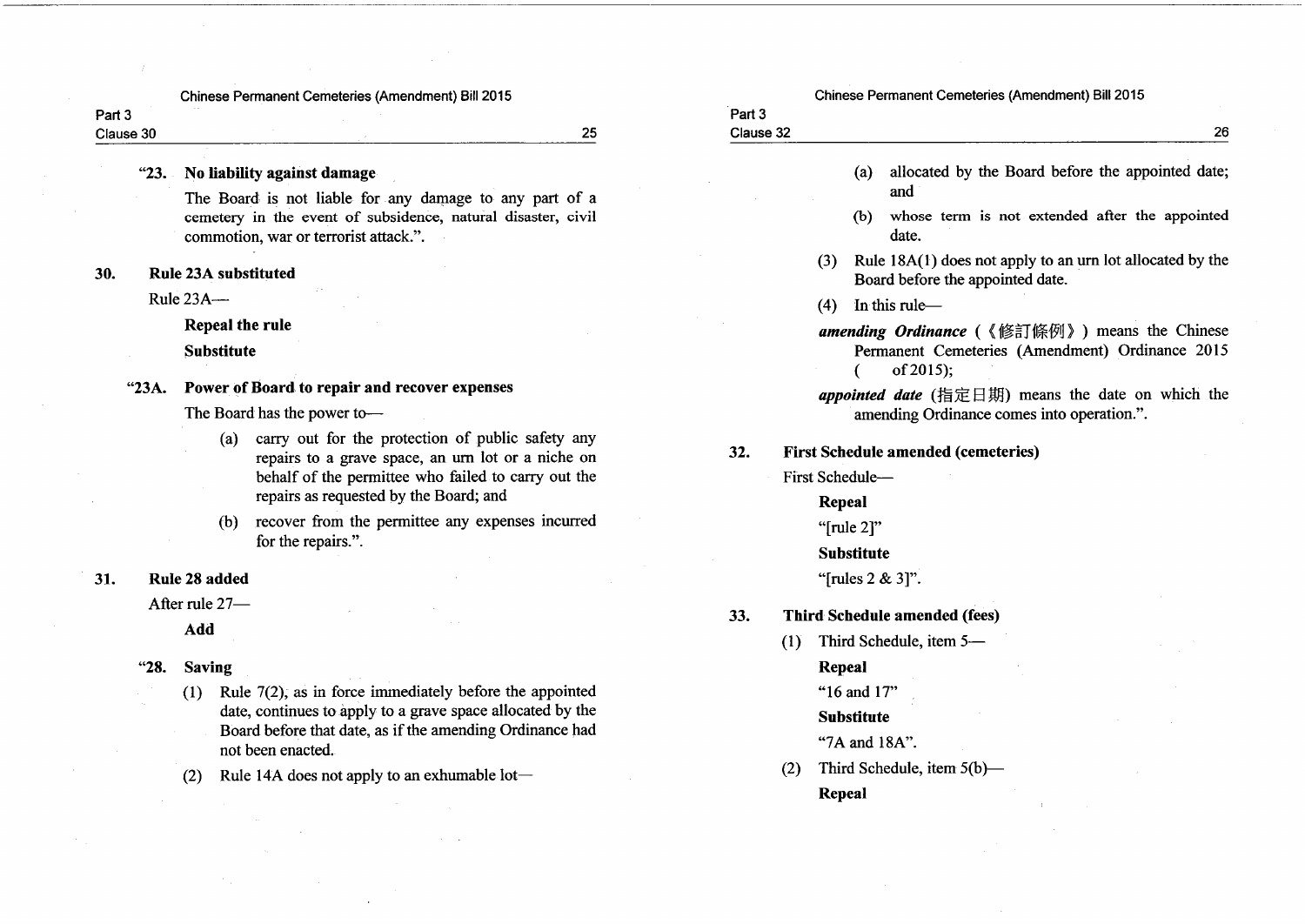"23. **No liability against damage**

The Board is not liable for any damage to any part of a cemetery in the event of subsidence, natural disaster, civil commotion, war or terrorist attack.".

**30. Rule 23A substituted**

Rule 23A—

**Repeal the rule**

**Substitute**

"23A. **Power of Board to repair and recover expenses**

The Board has the power to—

(a) carry out for the protection of public safety any repairs to a grave space, an urn lot or a niche on behalf of the permittee who failed to carry out the repairs as requested by the Board; and

(b) recover from the permittee any expenses incurred for the repairs.".

**31. Rule 28 added**

After rule 27—

**Add**

"28. **Saving**

(1) Rule 7(2), as in force immediately before the appointed date, continues to apply to a grave space allocated by the Board before that date, as if the amending Ordinance had not been enacted.

(2) Rule 14A does not apply to an exhumable lot—

(a) allocated by the Board before the appointed date; and

(b) whose term is not extended after the appointed date.

(3) Rule 18A(1) does not apply to an urn lot allocated by the Board before the appointed date.

(4) In this rule—

***amending Ordinance*** (《修訂條例》) means the Chinese Permanent Cemeteries (Amendment) Ordinance 2015 (    of 2015);

***appointed date*** (指定日期) means the date on which the amending Ordinance comes into operation.".

**32. First Schedule amended (cemeteries)**

First Schedule—

**Repeal**

"[rule 2]"

**Substitute**

"[rules 2 & 3]".

**33. Third Schedule amended (fees)**

(1) Third Schedule, item 5—

**Repeal**

"16 and 17"

**Substitute**

"7A and 18A".

(2) Third Schedule, item 5(b)—

**Repeal**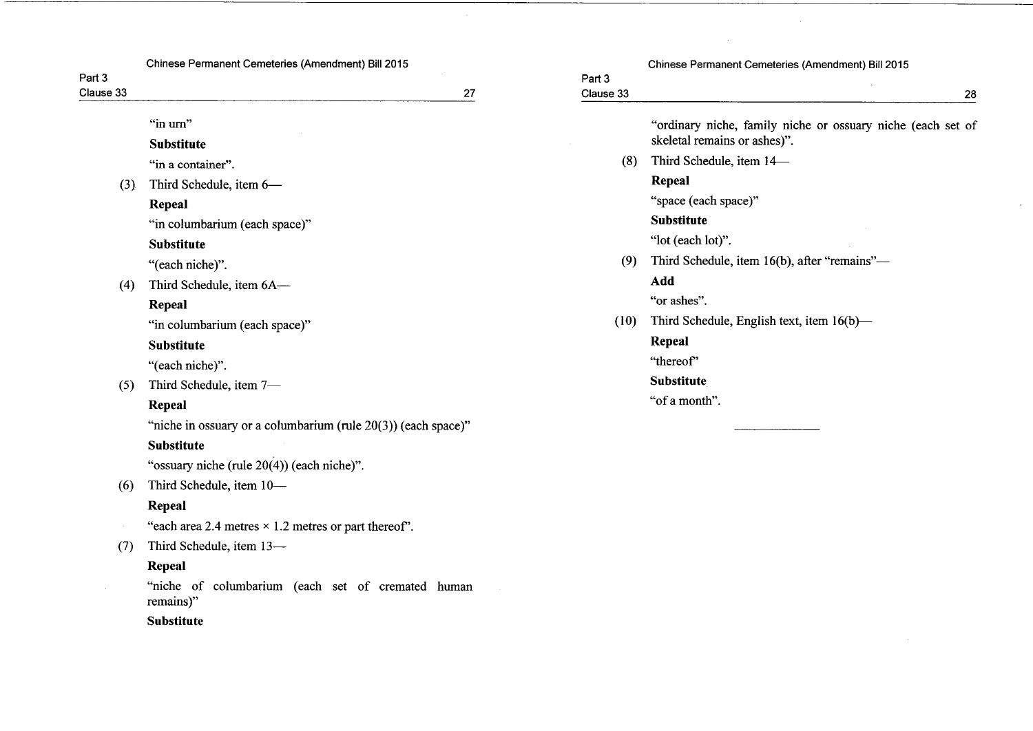"in urn"

**Substitute**

"in a container".

(3) Third Schedule, item 6—

**Repeal**

"in columbarium (each space)"

**Substitute**

"(each niche)".

(4) Third Schedule, item 6A—

**Repeal**

"in columbarium (each space)"

**Substitute**

"(each niche)".

(5) Third Schedule, item 7—

**Repeal**

"niche in ossuary or a columbarium (rule 20(3)) (each space)"

**Substitute**

"ossuary niche (rule 20(4)) (each niche)".

(6) Third Schedule, item 10—

**Repeal**

"each area 2.4 metres × 1.2 metres or part thereof".

(7) Third Schedule, item 13—

**Repeal**

"niche of columbarium (each set of cremated human remains)"

**Substitute**

"ordinary niche, family niche or ossuary niche (each set of skeletal remains or ashes)".

(8) Third Schedule, item 14—

**Repeal**

"space (each space)"

**Substitute**

"lot (each lot)".

(9) Third Schedule, item 16(b), after "remains"—

**Add**

"or ashes".

(10) Third Schedule, English text, item 16(b)—

**Repeal**

"thereof"

**Substitute**

"of a month".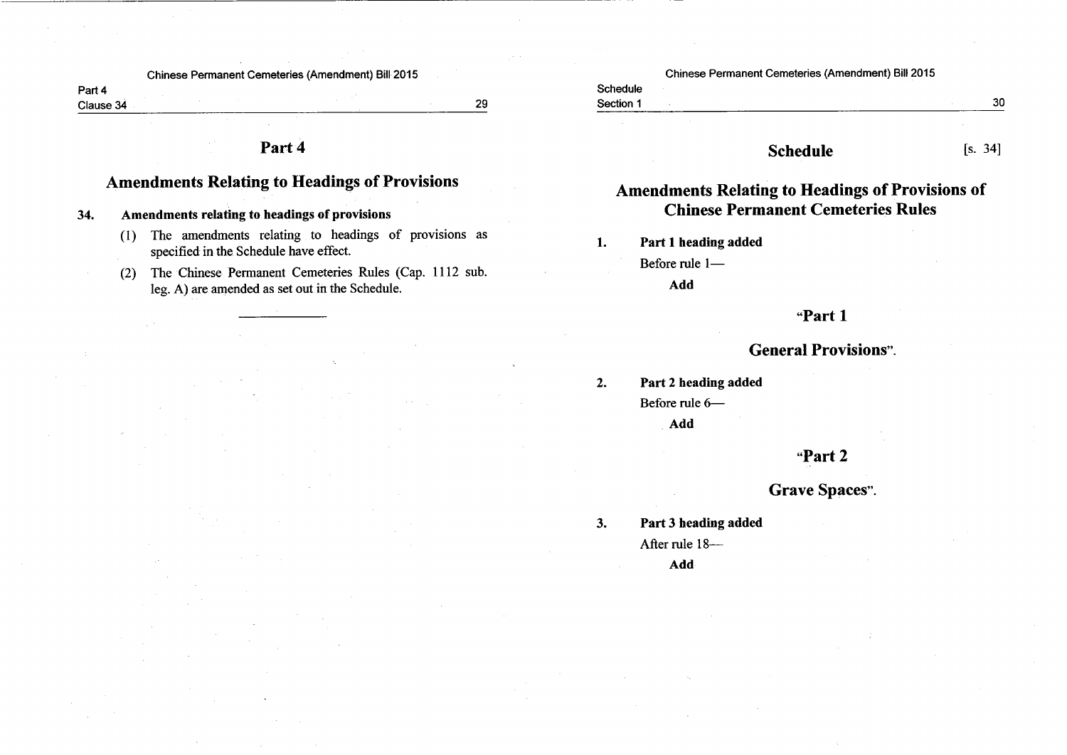## Part 4

## Amendments Relating to Headings of Provisions

**34. Amendments relating to headings of provisions**

(1) The amendments relating to headings of provisions as specified in the Schedule have effect.

(2) The Chinese Permanent Cemeteries Rules (Cap. 1112 sub. leg. A) are amended as set out in the Schedule.

---

## Schedule [s. 34]

## Amendments Relating to Headings of Provisions of Chinese Permanent Cemeteries Rules

**1. Part 1 heading added**

Before rule 1—

**Add**

**"Part 1**

**General Provisions".**

**2. Part 2 heading added**

Before rule 6—

**Add**

**"Part 2**

**Grave Spaces".**

**3. Part 3 heading added**

After rule 18—

**Add**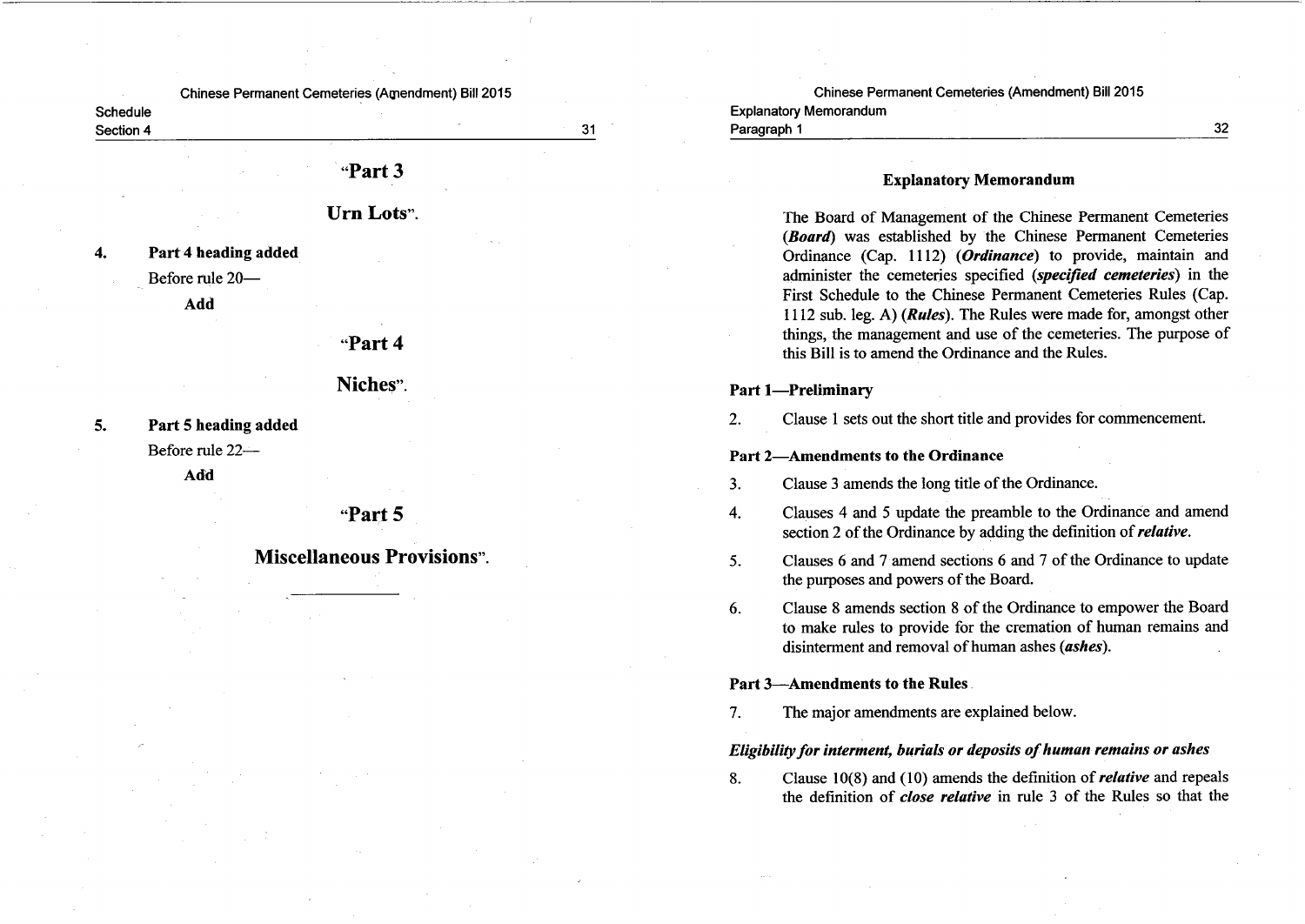"Part 3

Urn Lots".

4. **Part 4 heading added**

Before rule 20—

**Add**

"Part 4

Niches".

5. **Part 5 heading added**

Before rule 22—

**Add**

"Part 5

Miscellaneous Provisions".

---

## Explanatory Memorandum

The Board of Management of the Chinese Permanent Cemeteries (***Board***) was established by the Chinese Permanent Cemeteries Ordinance (Cap. 1112) (***Ordinance***) to provide, maintain and administer the cemeteries specified (***specified cemeteries***) in the First Schedule to the Chinese Permanent Cemeteries Rules (Cap. 1112 sub. leg. A) (***Rules***). The Rules were made for, amongst other things, the management and use of the cemeteries. The purpose of this Bill is to amend the Ordinance and the Rules.

### Part 1—Preliminary

2. Clause 1 sets out the short title and provides for commencement.

### Part 2—Amendments to the Ordinance

3. Clause 3 amends the long title of the Ordinance.

4. Clauses 4 and 5 update the preamble to the Ordinance and amend section 2 of the Ordinance by adding the definition of ***relative***.

5. Clauses 6 and 7 amend sections 6 and 7 of the Ordinance to update the purposes and powers of the Board.

6. Clause 8 amends section 8 of the Ordinance to empower the Board to make rules to provide for the cremation of human remains and disinterment and removal of human ashes (***ashes***).

### Part 3—Amendments to the Rules

7. The major amendments are explained below.

***Eligibility for interment, burials or deposits of human remains or ashes***

8. Clause 10(8) and (10) amends the definition of ***relative*** and repeals the definition of ***close relative*** in rule 3 of the Rules so that the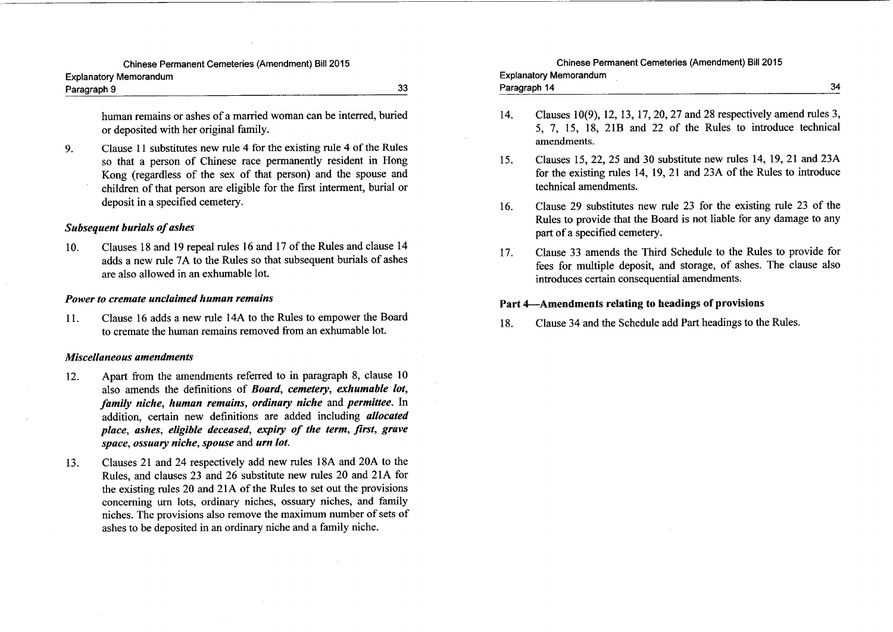human remains or ashes of a married woman can be interred, buried or deposited with her original family.

9. Clause 11 substitutes new rule 4 for the existing rule 4 of the Rules so that a person of Chinese race permanently resident in Hong Kong (regardless of the sex of that person) and the spouse and children of that person are eligible for the first interment, burial or deposit in a specified cemetery.

***Subsequent burials of ashes***

10. Clauses 18 and 19 repeal rules 16 and 17 of the Rules and clause 14 adds a new rule 7A to the Rules so that subsequent burials of ashes are also allowed in an exhumable lot.

***Power to cremate unclaimed human remains***

11. Clause 16 adds a new rule 14A to the Rules to empower the Board to cremate the human remains removed from an exhumable lot.

***Miscellaneous amendments***

12. Apart from the amendments referred to in paragraph 8, clause 10 also amends the definitions of ***Board***, ***cemetery***, ***exhumable lot***, ***family niche***, ***human remains***, ***ordinary niche*** and ***permittee***. In addition, certain new definitions are added including ***allocated place***, ***ashes***, ***eligible deceased***, ***expiry of the term***, ***first***, ***grave space***, ***ossuary niche***, ***spouse*** and ***urn lot***.

13. Clauses 21 and 24 respectively add new rules 18A and 20A to the Rules, and clauses 23 and 26 substitute new rules 20 and 21A for the existing rules 20 and 21A of the Rules to set out the provisions concerning urn lots, ordinary niches, ossuary niches, and family niches. The provisions also remove the maximum number of sets of ashes to be deposited in an ordinary niche and a family niche.

14. Clauses 10(9), 12, 13, 17, 20, 27 and 28 respectively amend rules 3, 5, 7, 15, 18, 21B and 22 of the Rules to introduce technical amendments.

15. Clauses 15, 22, 25 and 30 substitute new rules 14, 19, 21 and 23A for the existing rules 14, 19, 21 and 23A of the Rules to introduce technical amendments.

16. Clause 29 substitutes new rule 23 for the existing rule 23 of the Rules to provide that the Board is not liable for any damage to any part of a specified cemetery.

17. Clause 33 amends the Third Schedule to the Rules to provide for fees for multiple deposit, and storage, of ashes. The clause also introduces certain consequential amendments.

### Part 4—Amendments relating to headings of provisions

18. Clause 34 and the Schedule add Part headings to the Rules.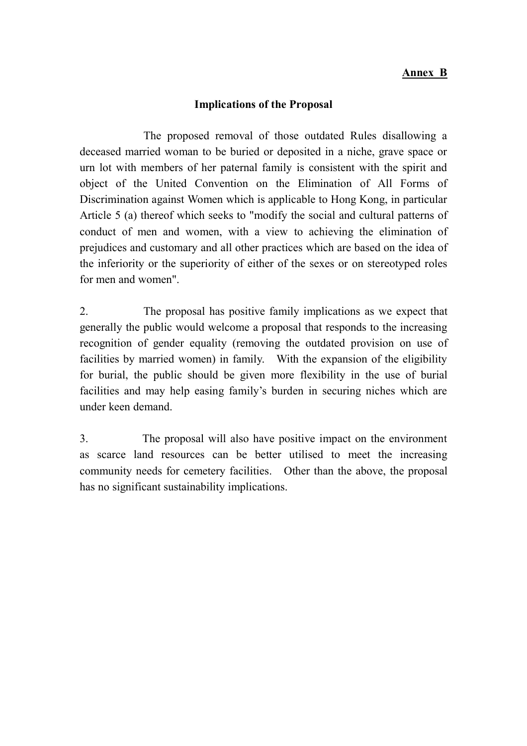**Annex B**

**Implications of the Proposal**

The proposed removal of those outdated Rules disallowing a deceased married woman to be buried or deposited in a niche, grave space or urn lot with members of her paternal family is consistent with the spirit and object of the United Convention on the Elimination of All Forms of Discrimination against Women which is applicable to Hong Kong, in particular Article 5 (a) thereof which seeks to "modify the social and cultural patterns of conduct of men and women, with a view to achieving the elimination of prejudices and customary and all other practices which are based on the idea of the inferiority or the superiority of either of the sexes or on stereotyped roles for men and women".

2. The proposal has positive family implications as we expect that generally the public would welcome a proposal that responds to the increasing recognition of gender equality (removing the outdated provision on use of facilities by married women) in family. With the expansion of the eligibility for burial, the public should be given more flexibility in the use of burial facilities and may help easing family's burden in securing niches which are under keen demand.

3. The proposal will also have positive impact on the environment as scarce land resources can be better utilised to meet the increasing community needs for cemetery facilities. Other than the above, the proposal has no significant sustainability implications.